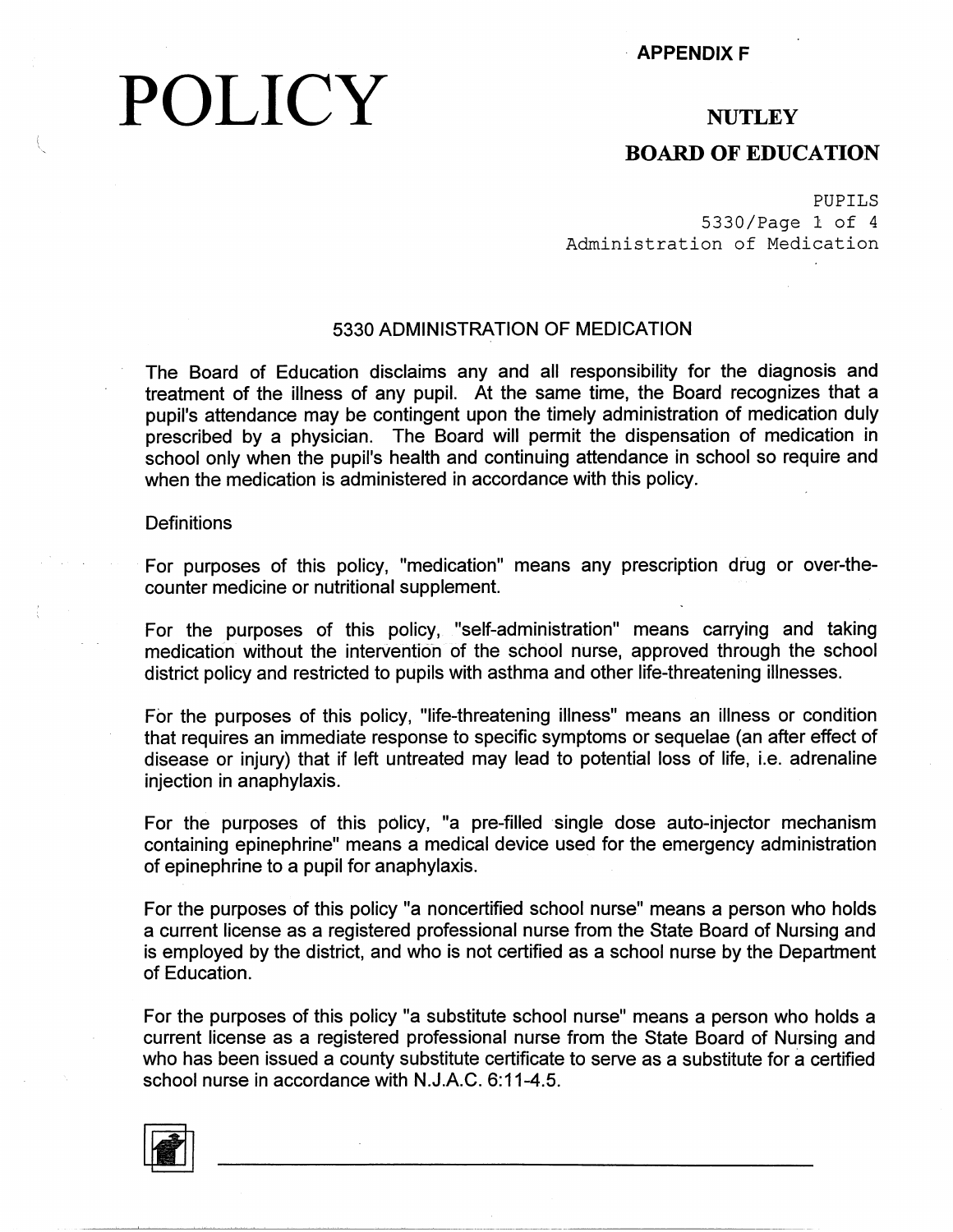APPENDIX F

# POLICY

## NUTLEY

## BOARD OF EDUCATION

PUPILS
5330/Page 1 of 4
Administration of Medication

### 5330 ADMINISTRATION OF MEDICATION

The Board of Education disclaims any and all responsibility for the diagnosis and treatment of the illness of any pupil. At the same time, the Board recognizes that a pupil's attendance may be contingent upon the timely administration of medication duly prescribed by a physician. The Board will permit the dispensation of medication in school only when the pupil's health and continuing attendance in school so require and when the medication is administered in accordance with this policy.

Definitions

For purposes of this policy, "medication" means any prescription drug or over-the-counter medicine or nutritional supplement.

For the purposes of this policy, "self-administration" means carrying and taking medication without the intervention of the school nurse, approved through the school district policy and restricted to pupils with asthma and other life-threatening illnesses.

For the purposes of this policy, "life-threatening illness" means an illness or condition that requires an immediate response to specific symptoms or sequelae (an after effect of disease or injury) that if left untreated may lead to potential loss of life, i.e. adrenaline injection in anaphylaxis.

For the purposes of this policy, "a pre-filled single dose auto-injector mechanism containing epinephrine" means a medical device used for the emergency administration of epinephrine to a pupil for anaphylaxis.

For the purposes of this policy "a noncertified school nurse" means a person who holds a current license as a registered professional nurse from the State Board of Nursing and is employed by the district, and who is not certified as a school nurse by the Department of Education.

For the purposes of this policy "a substitute school nurse" means a person who holds a current license as a registered professional nurse from the State Board of Nursing and who has been issued a county substitute certificate to serve as a substitute for a certified school nurse in accordance with N.J.A.C. 6:11-4.5.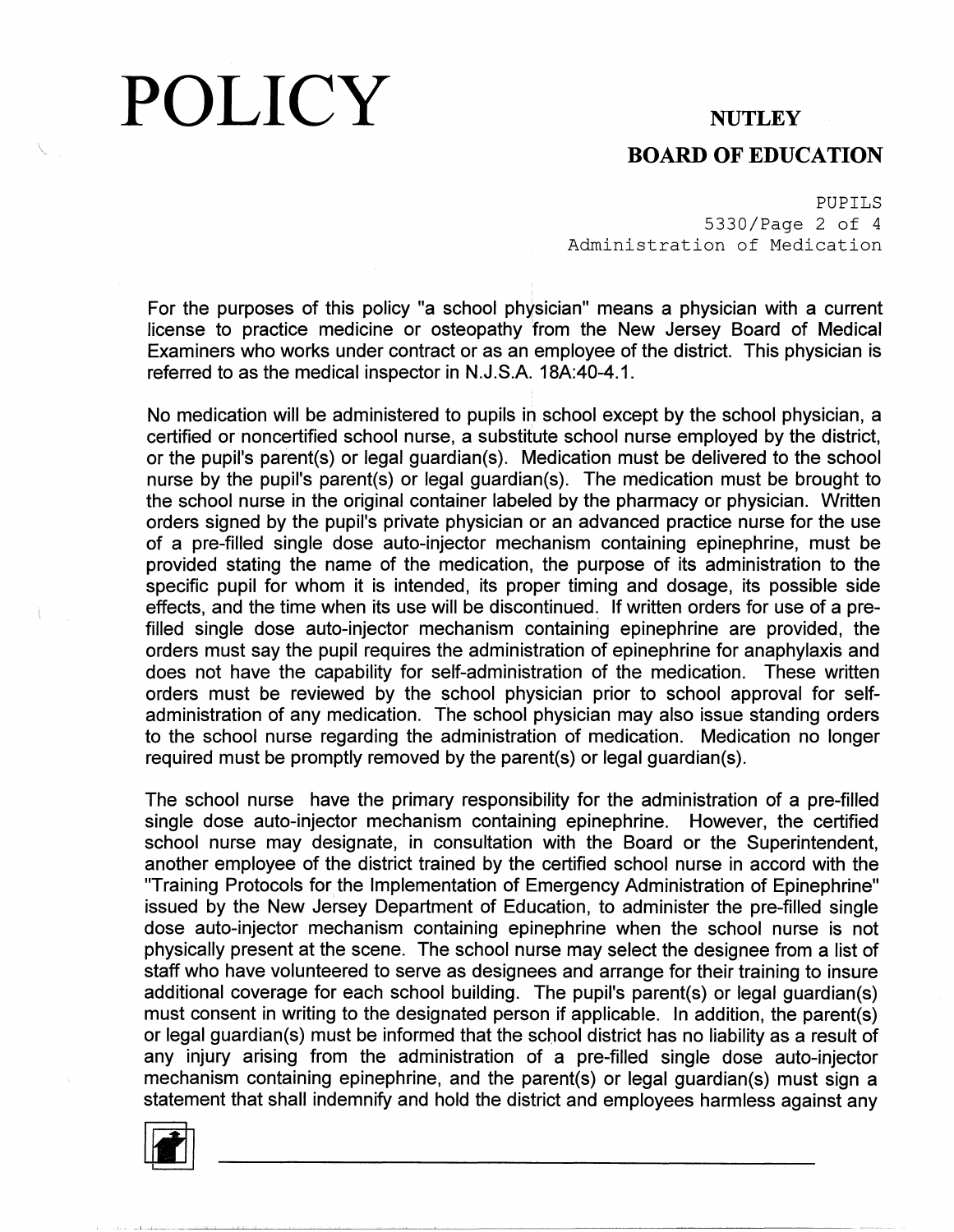For the purposes of this policy "a school physician" means a physician with a current license to practice medicine or osteopathy from the New Jersey Board of Medical Examiners who works under contract or as an employee of the district. This physician is referred to as the medical inspector in N.J.S.A. 18A:40-4.1.

No medication will be administered to pupils in school except by the school physician, a certified or noncertified school nurse, a substitute school nurse employed by the district, or the pupil's parent(s) or legal guardian(s). Medication must be delivered to the school nurse by the pupil's parent(s) or legal guardian(s). The medication must be brought to the school nurse in the original container labeled by the pharmacy or physician. Written orders signed by the pupil's private physician or an advanced practice nurse for the use of a pre-filled single dose auto-injector mechanism containing epinephrine, must be provided stating the name of the medication, the purpose of its administration to the specific pupil for whom it is intended, its proper timing and dosage, its possible side effects, and the time when its use will be discontinued. If written orders for use of a pre-filled single dose auto-injector mechanism containing epinephrine are provided, the orders must say the pupil requires the administration of epinephrine for anaphylaxis and does not have the capability for self-administration of the medication. These written orders must be reviewed by the school physician prior to school approval for self-administration of any medication. The school physician may also issue standing orders to the school nurse regarding the administration of medication. Medication no longer required must be promptly removed by the parent(s) or legal guardian(s).

The school nurse have the primary responsibility for the administration of a pre-filled single dose auto-injector mechanism containing epinephrine. However, the certified school nurse may designate, in consultation with the Board or the Superintendent, another employee of the district trained by the certified school nurse in accord with the "Training Protocols for the Implementation of Emergency Administration of Epinephrine" issued by the New Jersey Department of Education, to administer the pre-filled single dose auto-injector mechanism containing epinephrine when the school nurse is not physically present at the scene. The school nurse may select the designee from a list of staff who have volunteered to serve as designees and arrange for their training to insure additional coverage for each school building. The pupil's parent(s) or legal guardian(s) must consent in writing to the designated person if applicable. In addition, the parent(s) or legal guardian(s) must be informed that the school district has no liability as a result of any injury arising from the administration of a pre-filled single dose auto-injector mechanism containing epinephrine, and the parent(s) or legal guardian(s) must sign a statement that shall indemnify and hold the district and employees harmless against any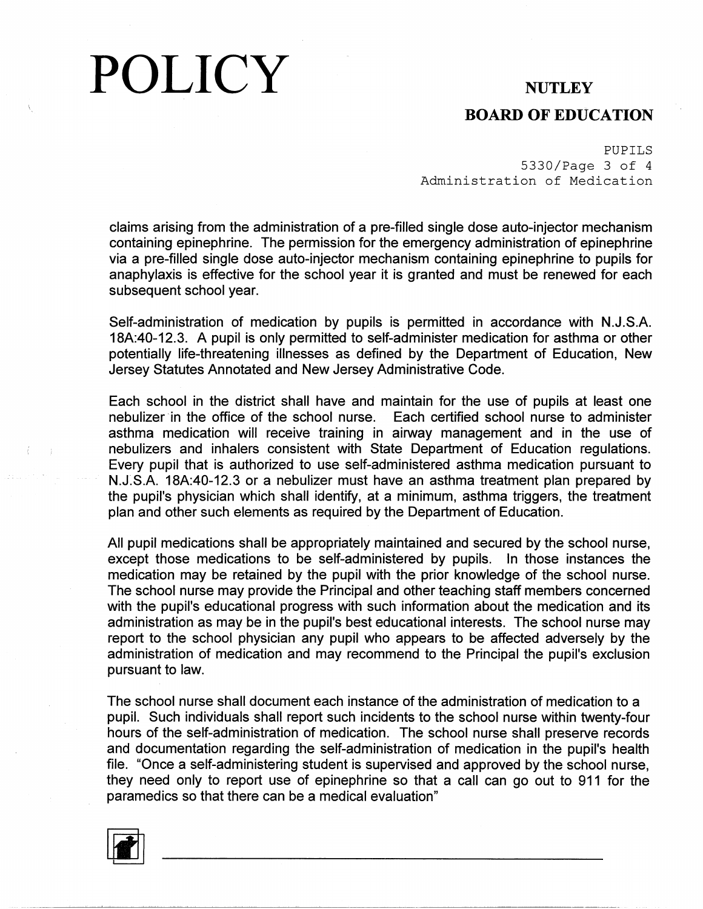claims arising from the administration of a pre-filled single dose auto-injector mechanism containing epinephrine. The permission for the emergency administration of epinephrine via a pre-filled single dose auto-injector mechanism containing epinephrine to pupils for anaphylaxis is effective for the school year it is granted and must be renewed for each subsequent school year.

Self-administration of medication by pupils is permitted in accordance with N.J.S.A. 18A:40-12.3. A pupil is only permitted to self-administer medication for asthma or other potentially life-threatening illnesses as defined by the Department of Education, New Jersey Statutes Annotated and New Jersey Administrative Code.

Each school in the district shall have and maintain for the use of pupils at least one nebulizer in the office of the school nurse. Each certified school nurse to administer asthma medication will receive training in airway management and in the use of nebulizers and inhalers consistent with State Department of Education regulations. Every pupil that is authorized to use self-administered asthma medication pursuant to N.J.S.A. 18A:40-12.3 or a nebulizer must have an asthma treatment plan prepared by the pupil's physician which shall identify, at a minimum, asthma triggers, the treatment plan and other such elements as required by the Department of Education.

All pupil medications shall be appropriately maintained and secured by the school nurse, except those medications to be self-administered by pupils. In those instances the medication may be retained by the pupil with the prior knowledge of the school nurse. The school nurse may provide the Principal and other teaching staff members concerned with the pupil's educational progress with such information about the medication and its administration as may be in the pupil's best educational interests. The school nurse may report to the school physician any pupil who appears to be affected adversely by the administration of medication and may recommend to the Principal the pupil's exclusion pursuant to law.

The school nurse shall document each instance of the administration of medication to a pupil. Such individuals shall report such incidents to the school nurse within twenty-four hours of the self-administration of medication. The school nurse shall preserve records and documentation regarding the self-administration of medication in the pupil's health file. "Once a self-administering student is supervised and approved by the school nurse, they need only to report use of epinephrine so that a call can go out to 911 for the paramedics so that there can be a medical evaluation"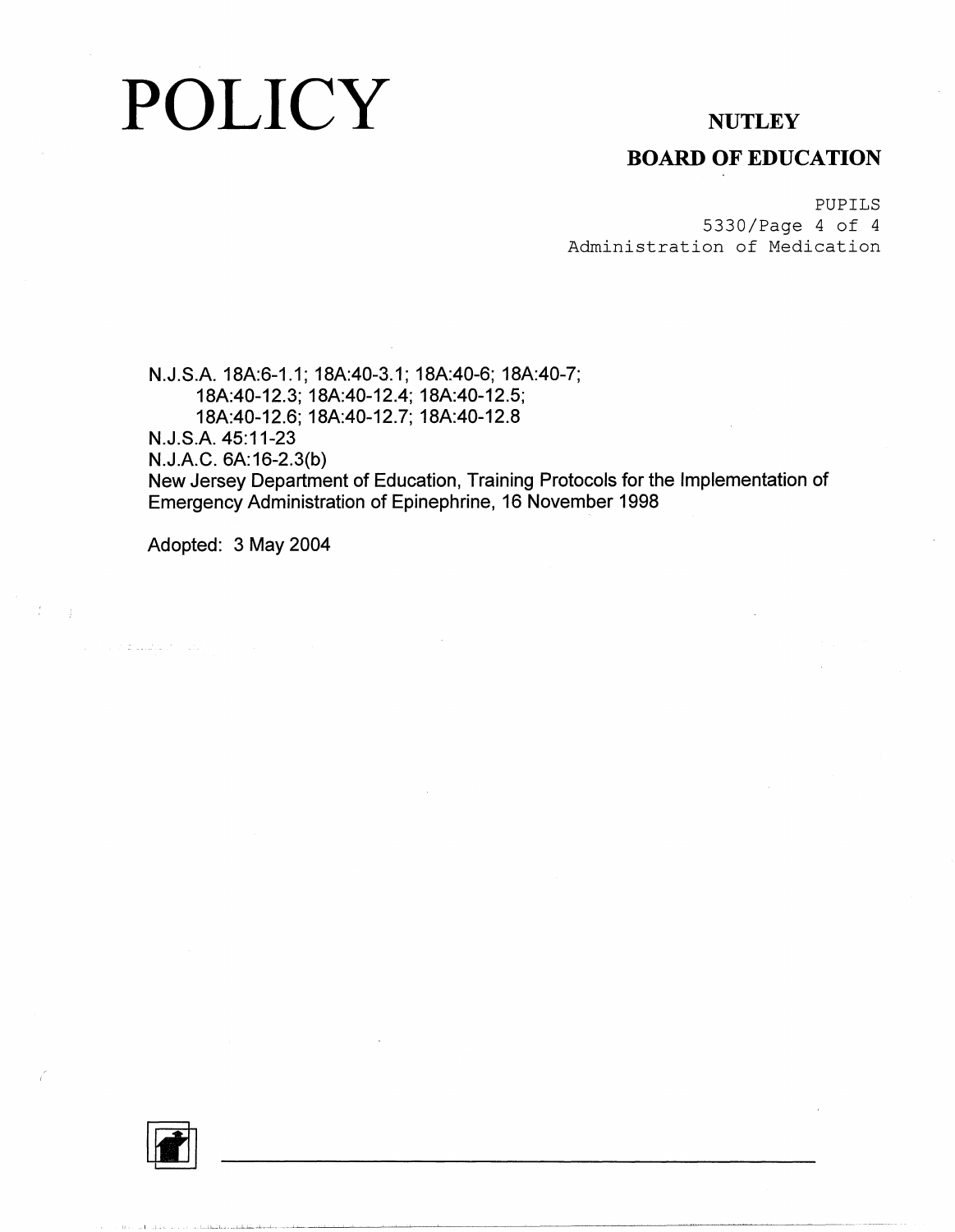N.J.S.A. 18A:6-1.1; 18A:40-3.1; 18A:40-6; 18A:40-7;
18A:40-12.3; 18A:40-12.4; 18A:40-12.5;
18A:40-12.6; 18A:40-12.7; 18A:40-12.8
N.J.S.A. 45:11-23
N.J.A.C. 6A:16-2.3(b)
New Jersey Department of Education, Training Protocols for the Implementation of Emergency Administration of Epinephrine, 16 November 1998

Adopted: 3 May 2004